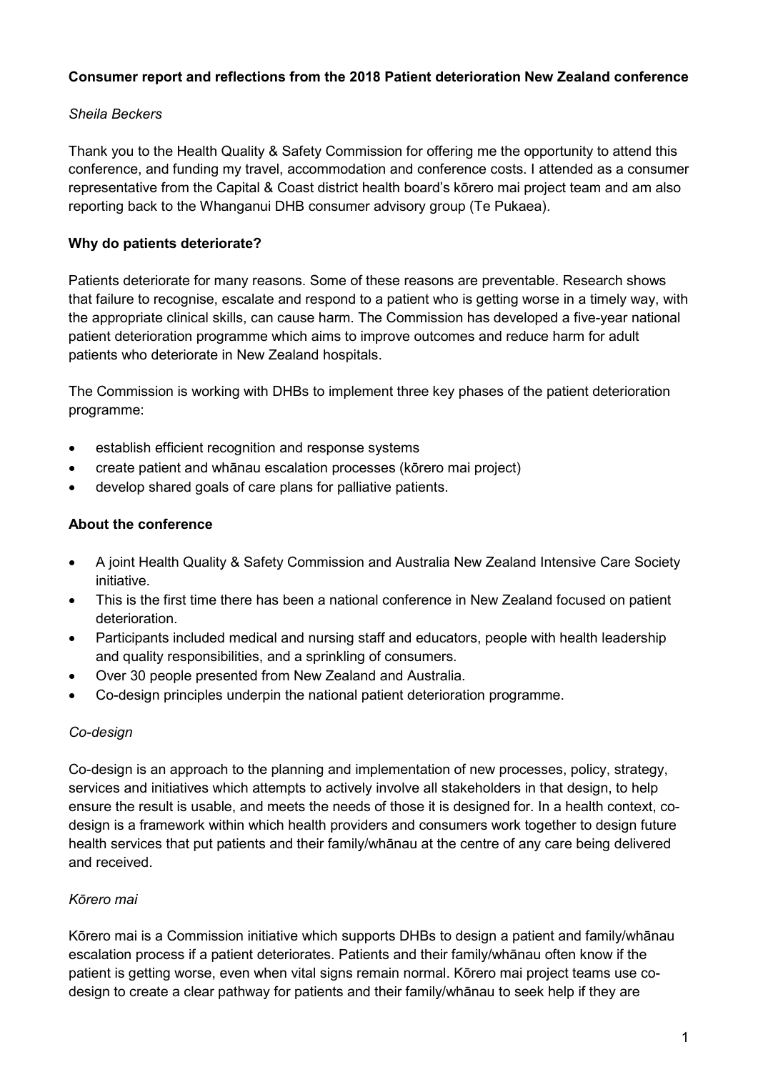**Consumer report and reflections from the 2018 Patient deterioration New Zealand conference**

*Sheila Beckers*

Thank you to the Health Quality & Safety Commission for offering me the opportunity to attend this conference, and funding my travel, accommodation and conference costs. I attended as a consumer representative from the Capital & Coast district health board's kōrero mai project team and am also reporting back to the Whanganui DHB consumer advisory group (Te Pukaea).

**Why do patients deteriorate?**

Patients deteriorate for many reasons. Some of these reasons are preventable. Research shows that failure to recognise, escalate and respond to a patient who is getting worse in a timely way, with the appropriate clinical skills, can cause harm. The Commission has developed a five-year national patient deterioration programme which aims to improve outcomes and reduce harm for adult patients who deteriorate in New Zealand hospitals.

The Commission is working with DHBs to implement three key phases of the patient deterioration programme:

- establish efficient recognition and response systems
- create patient and whānau escalation processes (kōrero mai project)
- develop shared goals of care plans for palliative patients.

**About the conference**

- A joint Health Quality & Safety Commission and Australia New Zealand Intensive Care Society initiative.
- This is the first time there has been a national conference in New Zealand focused on patient deterioration.
- Participants included medical and nursing staff and educators, people with health leadership and quality responsibilities, and a sprinkling of consumers.
- Over 30 people presented from New Zealand and Australia.
- Co-design principles underpin the national patient deterioration programme.

*Co-design*

Co-design is an approach to the planning and implementation of new processes, policy, strategy, services and initiatives which attempts to actively involve all stakeholders in that design, to help ensure the result is usable, and meets the needs of those it is designed for. In a health context, co-design is a framework within which health providers and consumers work together to design future health services that put patients and their family/whānau at the centre of any care being delivered and received.

*Kōrero mai*

Kōrero mai is a Commission initiative which supports DHBs to design a patient and family/whānau escalation process if a patient deteriorates. Patients and their family/whānau often know if the patient is getting worse, even when vital signs remain normal. Kōrero mai project teams use co-design to create a clear pathway for patients and their family/whānau to seek help if they are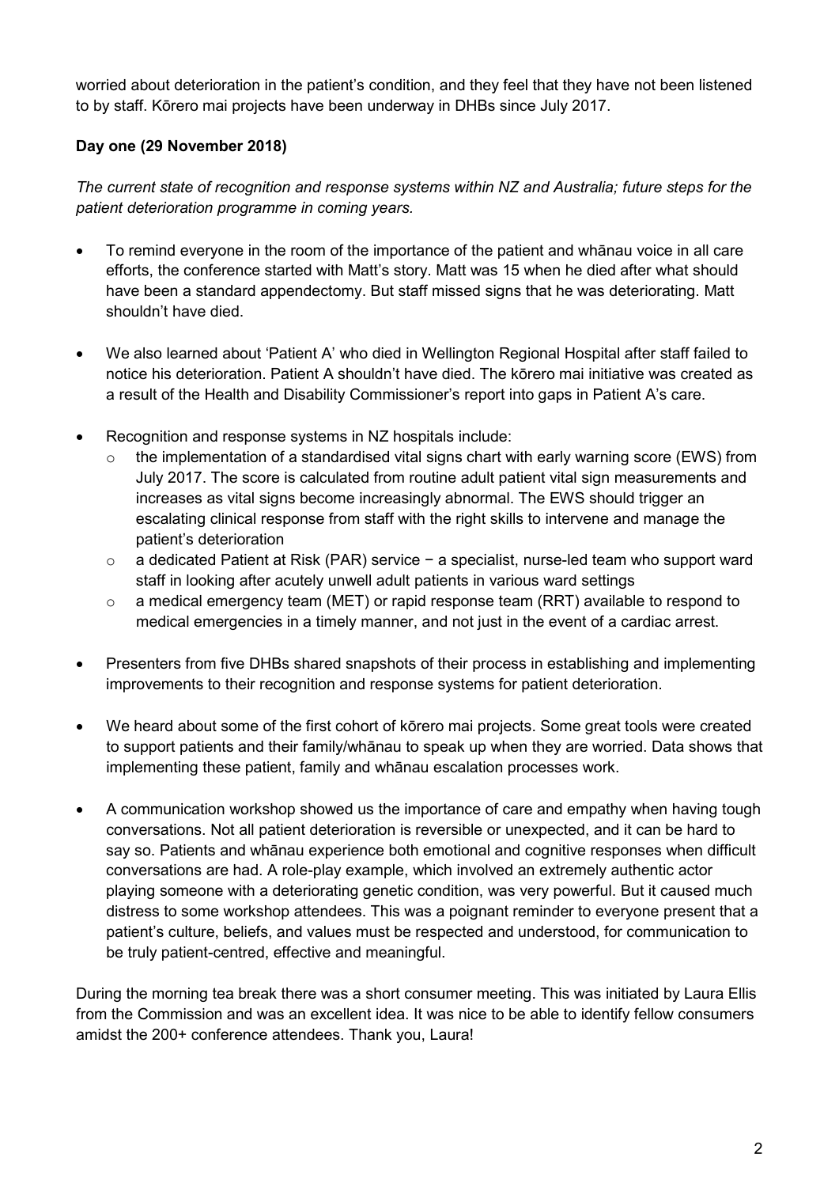worried about deterioration in the patient's condition, and they feel that they have not been listened to by staff. Kōrero mai projects have been underway in DHBs since July 2017.

**Day one (29 November 2018)**

*The current state of recognition and response systems within NZ and Australia; future steps for the patient deterioration programme in coming years.*

- To remind everyone in the room of the importance of the patient and whānau voice in all care efforts, the conference started with Matt's story. Matt was 15 when he died after what should have been a standard appendectomy. But staff missed signs that he was deteriorating. Matt shouldn't have died.
- We also learned about 'Patient A' who died in Wellington Regional Hospital after staff failed to notice his deterioration. Patient A shouldn't have died. The kōrero mai initiative was created as a result of the Health and Disability Commissioner's report into gaps in Patient A's care.
- Recognition and response systems in NZ hospitals include:
    - the implementation of a standardised vital signs chart with early warning score (EWS) from July 2017. The score is calculated from routine adult patient vital sign measurements and increases as vital signs become increasingly abnormal. The EWS should trigger an escalating clinical response from staff with the right skills to intervene and manage the patient's deterioration
    - a dedicated Patient at Risk (PAR) service − a specialist, nurse-led team who support ward staff in looking after acutely unwell adult patients in various ward settings
    - a medical emergency team (MET) or rapid response team (RRT) available to respond to medical emergencies in a timely manner, and not just in the event of a cardiac arrest.
- Presenters from five DHBs shared snapshots of their process in establishing and implementing improvements to their recognition and response systems for patient deterioration.
- We heard about some of the first cohort of kōrero mai projects. Some great tools were created to support patients and their family/whānau to speak up when they are worried. Data shows that implementing these patient, family and whānau escalation processes work.
- A communication workshop showed us the importance of care and empathy when having tough conversations. Not all patient deterioration is reversible or unexpected, and it can be hard to say so. Patients and whānau experience both emotional and cognitive responses when difficult conversations are had. A role-play example, which involved an extremely authentic actor playing someone with a deteriorating genetic condition, was very powerful. But it caused much distress to some workshop attendees. This was a poignant reminder to everyone present that a patient's culture, beliefs, and values must be respected and understood, for communication to be truly patient-centred, effective and meaningful.

During the morning tea break there was a short consumer meeting. This was initiated by Laura Ellis from the Commission and was an excellent idea. It was nice to be able to identify fellow consumers amidst the 200+ conference attendees. Thank you, Laura!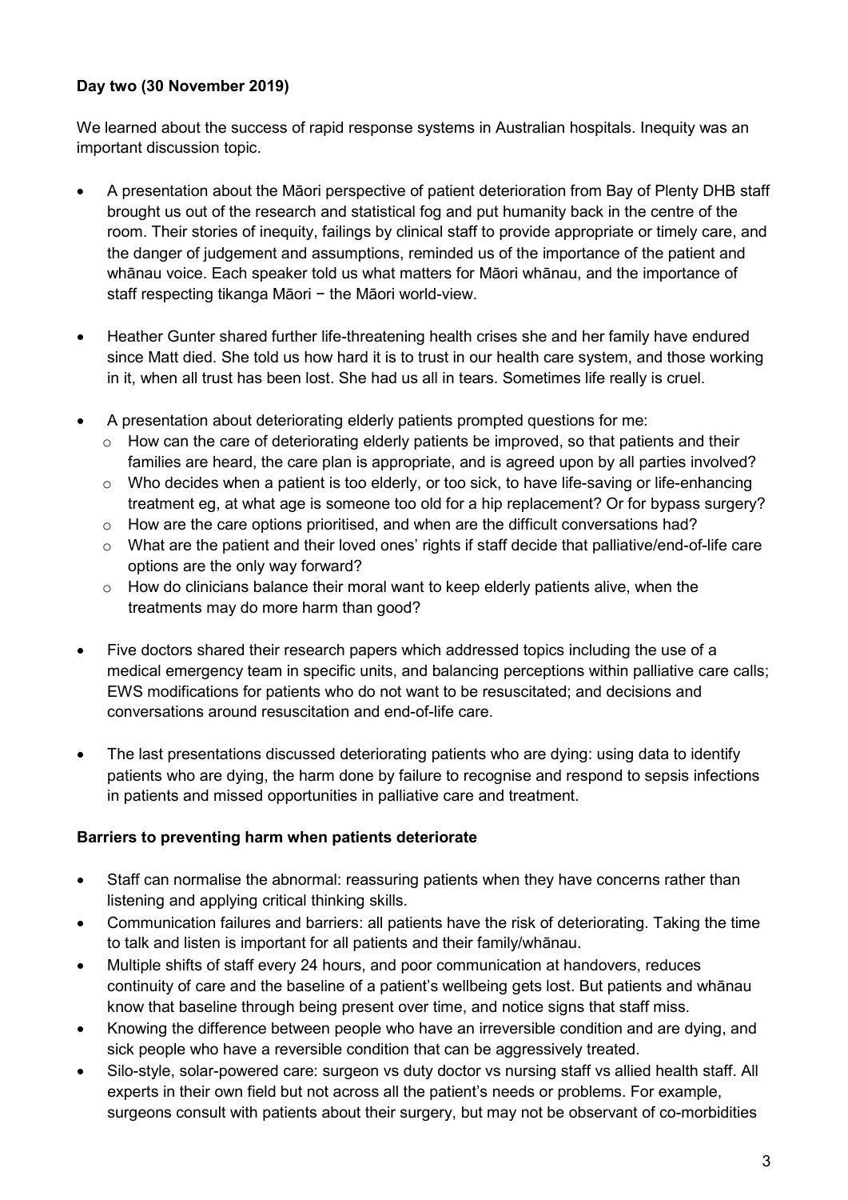**Day two (30 November 2019)**

We learned about the success of rapid response systems in Australian hospitals. Inequity was an important discussion topic.

- A presentation about the Māori perspective of patient deterioration from Bay of Plenty DHB staff brought us out of the research and statistical fog and put humanity back in the centre of the room. Their stories of inequity, failings by clinical staff to provide appropriate or timely care, and the danger of judgement and assumptions, reminded us of the importance of the patient and whānau voice. Each speaker told us what matters for Māori whānau, and the importance of staff respecting tikanga Māori − the Māori world-view.
- Heather Gunter shared further life-threatening health crises she and her family have endured since Matt died. She told us how hard it is to trust in our health care system, and those working in it, when all trust has been lost. She had us all in tears. Sometimes life really is cruel.
- A presentation about deteriorating elderly patients prompted questions for me:
  - How can the care of deteriorating elderly patients be improved, so that patients and their families are heard, the care plan is appropriate, and is agreed upon by all parties involved?
  - Who decides when a patient is too elderly, or too sick, to have life-saving or life-enhancing treatment eg, at what age is someone too old for a hip replacement? Or for bypass surgery?
  - How are the care options prioritised, and when are the difficult conversations had?
  - What are the patient and their loved ones' rights if staff decide that palliative/end-of-life care options are the only way forward?
  - How do clinicians balance their moral want to keep elderly patients alive, when the treatments may do more harm than good?
- Five doctors shared their research papers which addressed topics including the use of a medical emergency team in specific units, and balancing perceptions within palliative care calls; EWS modifications for patients who do not want to be resuscitated; and decisions and conversations around resuscitation and end-of-life care.
- The last presentations discussed deteriorating patients who are dying: using data to identify patients who are dying, the harm done by failure to recognise and respond to sepsis infections in patients and missed opportunities in palliative care and treatment.

**Barriers to preventing harm when patients deteriorate**

- Staff can normalise the abnormal: reassuring patients when they have concerns rather than listening and applying critical thinking skills.
- Communication failures and barriers: all patients have the risk of deteriorating. Taking the time to talk and listen is important for all patients and their family/whānau.
- Multiple shifts of staff every 24 hours, and poor communication at handovers, reduces continuity of care and the baseline of a patient's wellbeing gets lost. But patients and whānau know that baseline through being present over time, and notice signs that staff miss.
- Knowing the difference between people who have an irreversible condition and are dying, and sick people who have a reversible condition that can be aggressively treated.
- Silo-style, solar-powered care: surgeon vs duty doctor vs nursing staff vs allied health staff. All experts in their own field but not across all the patient's needs or problems. For example, surgeons consult with patients about their surgery, but may not be observant of co-morbidities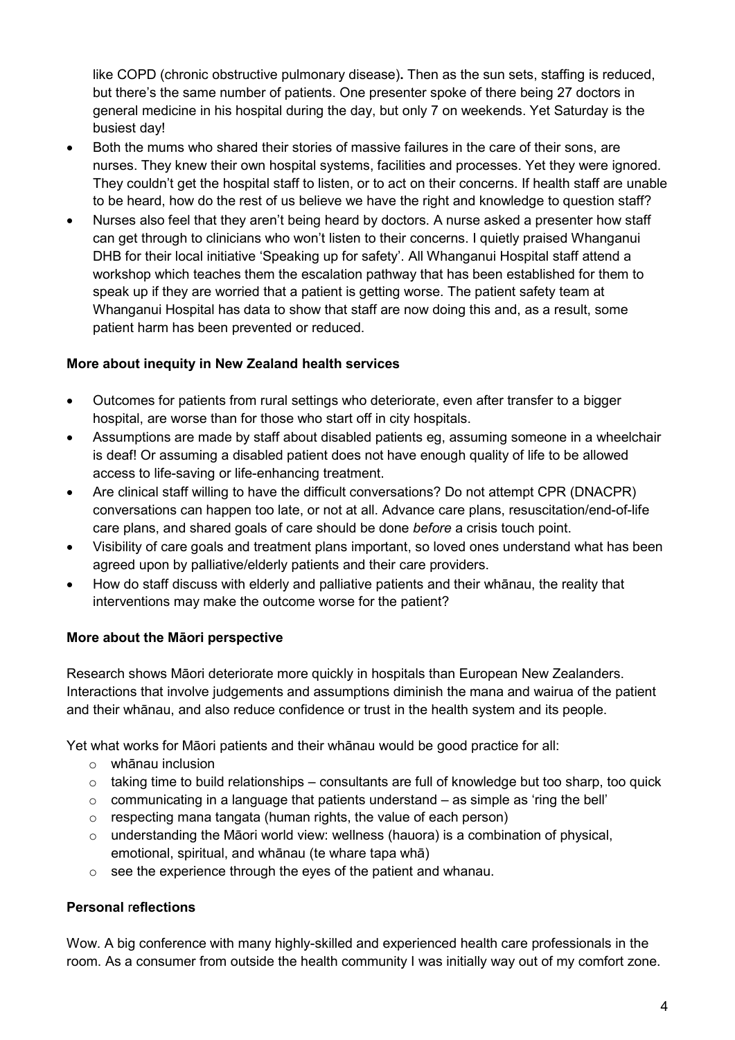like COPD (chronic obstructive pulmonary disease). Then as the sun sets, staffing is reduced, but there's the same number of patients. One presenter spoke of there being 27 doctors in general medicine in his hospital during the day, but only 7 on weekends. Yet Saturday is the busiest day!

- Both the mums who shared their stories of massive failures in the care of their sons, are nurses. They knew their own hospital systems, facilities and processes. Yet they were ignored. They couldn't get the hospital staff to listen, or to act on their concerns. If health staff are unable to be heard, how do the rest of us believe we have the right and knowledge to question staff?
- Nurses also feel that they aren't being heard by doctors. A nurse asked a presenter how staff can get through to clinicians who won't listen to their concerns. I quietly praised Whanganui DHB for their local initiative 'Speaking up for safety'. All Whanganui Hospital staff attend a workshop which teaches them the escalation pathway that has been established for them to speak up if they are worried that a patient is getting worse. The patient safety team at Whanganui Hospital has data to show that staff are now doing this and, as a result, some patient harm has been prevented or reduced.

**More about inequity in New Zealand health services**

- Outcomes for patients from rural settings who deteriorate, even after transfer to a bigger hospital, are worse than for those who start off in city hospitals.
- Assumptions are made by staff about disabled patients eg, assuming someone in a wheelchair is deaf! Or assuming a disabled patient does not have enough quality of life to be allowed access to life-saving or life-enhancing treatment.
- Are clinical staff willing to have the difficult conversations? Do not attempt CPR (DNACPR) conversations can happen too late, or not at all. Advance care plans, resuscitation/end-of-life care plans, and shared goals of care should be done *before* a crisis touch point.
- Visibility of care goals and treatment plans important, so loved ones understand what has been agreed upon by palliative/elderly patients and their care providers.
- How do staff discuss with elderly and palliative patients and their whānau, the reality that interventions may make the outcome worse for the patient?

**More about the Māori perspective**

Research shows Māori deteriorate more quickly in hospitals than European New Zealanders. Interactions that involve judgements and assumptions diminish the mana and wairua of the patient and their whānau, and also reduce confidence or trust in the health system and its people.

Yet what works for Māori patients and their whānau would be good practice for all:

- whānau inclusion
- taking time to build relationships – consultants are full of knowledge but too sharp, too quick
- communicating in a language that patients understand – as simple as 'ring the bell'
- respecting mana tangata (human rights, the value of each person)
- understanding the Māori world view: wellness (hauora) is a combination of physical, emotional, spiritual, and whānau (te whare tapa whā)
- see the experience through the eyes of the patient and whanau.

**Personal reflections**

Wow. A big conference with many highly-skilled and experienced health care professionals in the room. As a consumer from outside the health community I was initially way out of my comfort zone.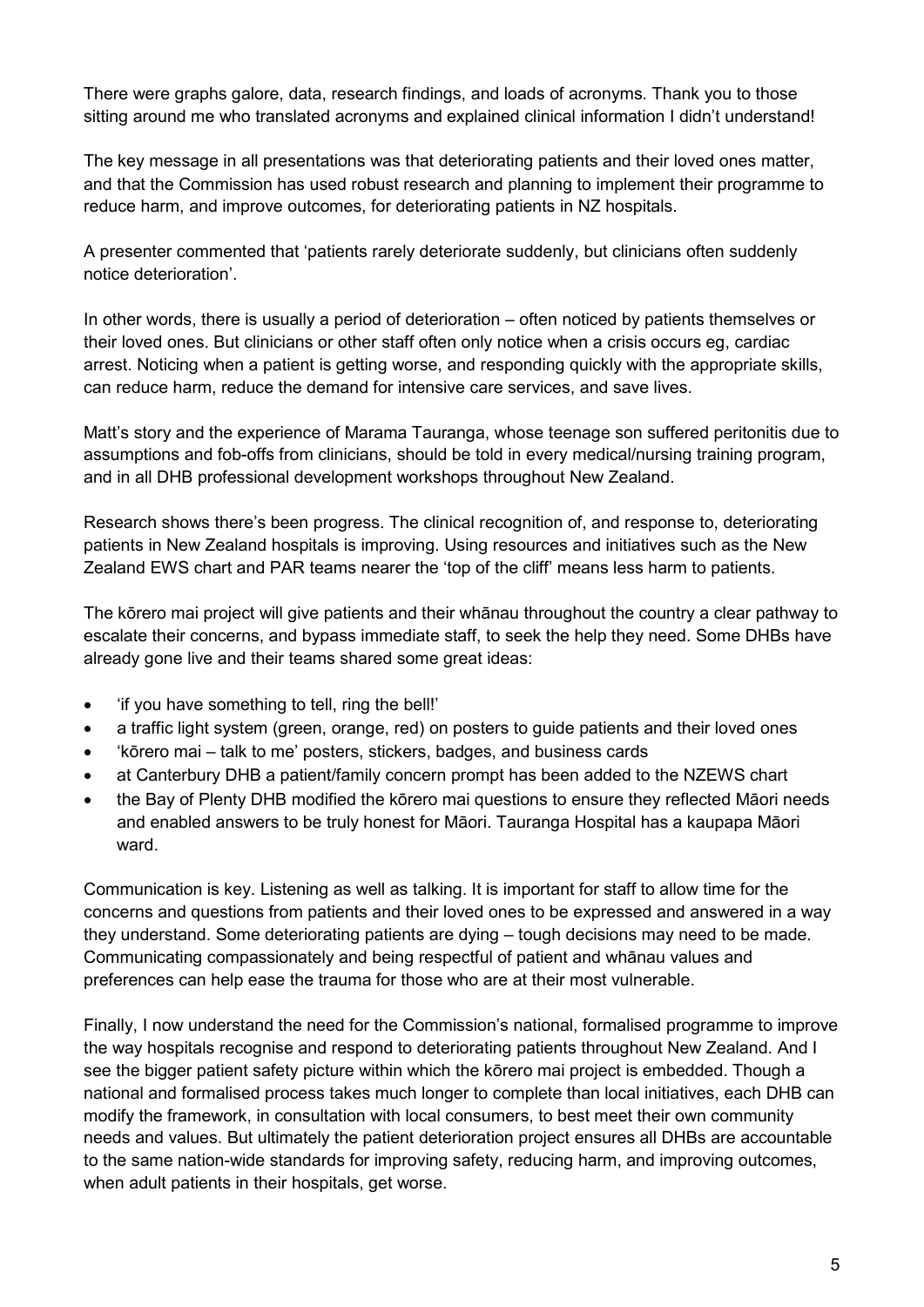There were graphs galore, data, research findings, and loads of acronyms. Thank you to those sitting around me who translated acronyms and explained clinical information I didn't understand!

The key message in all presentations was that deteriorating patients and their loved ones matter, and that the Commission has used robust research and planning to implement their programme to reduce harm, and improve outcomes, for deteriorating patients in NZ hospitals.

A presenter commented that 'patients rarely deteriorate suddenly, but clinicians often suddenly notice deterioration'.

In other words, there is usually a period of deterioration – often noticed by patients themselves or their loved ones. But clinicians or other staff often only notice when a crisis occurs eg, cardiac arrest. Noticing when a patient is getting worse, and responding quickly with the appropriate skills, can reduce harm, reduce the demand for intensive care services, and save lives.

Matt's story and the experience of Marama Tauranga, whose teenage son suffered peritonitis due to assumptions and fob-offs from clinicians, should be told in every medical/nursing training program, and in all DHB professional development workshops throughout New Zealand.

Research shows there's been progress. The clinical recognition of, and response to, deteriorating patients in New Zealand hospitals is improving. Using resources and initiatives such as the New Zealand EWS chart and PAR teams nearer the 'top of the cliff' means less harm to patients.

The kōrero mai project will give patients and their whānau throughout the country a clear pathway to escalate their concerns, and bypass immediate staff, to seek the help they need. Some DHBs have already gone live and their teams shared some great ideas:

- 'if you have something to tell, ring the bell!'
- a traffic light system (green, orange, red) on posters to guide patients and their loved ones
- 'kōrero mai – talk to me' posters, stickers, badges, and business cards
- at Canterbury DHB a patient/family concern prompt has been added to the NZEWS chart
- the Bay of Plenty DHB modified the kōrero mai questions to ensure they reflected Māori needs and enabled answers to be truly honest for Māori. Tauranga Hospital has a kaupapa Māori ward.

Communication is key. Listening as well as talking. It is important for staff to allow time for the concerns and questions from patients and their loved ones to be expressed and answered in a way they understand. Some deteriorating patients are dying – tough decisions may need to be made. Communicating compassionately and being respectful of patient and whānau values and preferences can help ease the trauma for those who are at their most vulnerable.

Finally, I now understand the need for the Commission's national, formalised programme to improve the way hospitals recognise and respond to deteriorating patients throughout New Zealand. And I see the bigger patient safety picture within which the kōrero mai project is embedded. Though a national and formalised process takes much longer to complete than local initiatives, each DHB can modify the framework, in consultation with local consumers, to best meet their own community needs and values. But ultimately the patient deterioration project ensures all DHBs are accountable to the same nation-wide standards for improving safety, reducing harm, and improving outcomes, when adult patients in their hospitals, get worse.